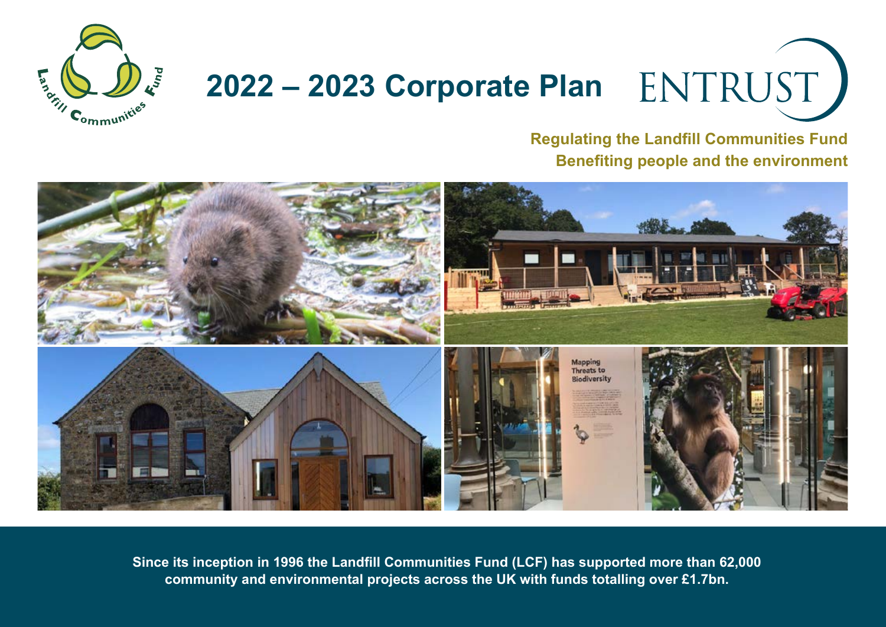# 2022 – 2023 Corporate Plan

ENTRUST

**Regulating the Landfill Communities Fund**
**Benefiting people and the environment**

**Since its inception in 1996 the Landfill Communities Fund (LCF) has supported more than 62,000 community and environmental projects across the UK with funds totalling over £1.7bn.**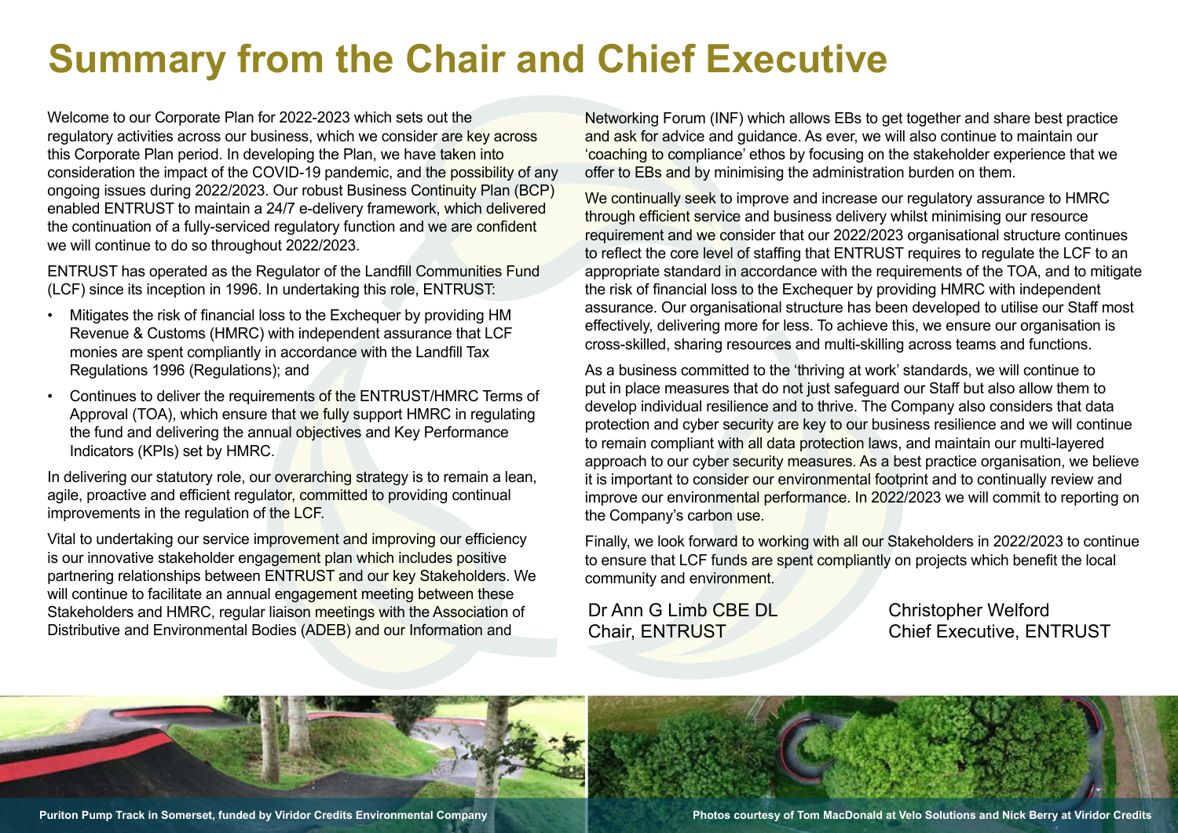# Summary from the Chair and Chief Executive

Welcome to our Corporate Plan for 2022-2023 which sets out the regulatory activities across our business, which we consider are key across this Corporate Plan period. In developing the Plan, we have taken into consideration the impact of the COVID-19 pandemic, and the possibility of any ongoing issues during 2022/2023. Our robust Business Continuity Plan (BCP) enabled ENTRUST to maintain a 24/7 e-delivery framework, which delivered the continuation of a fully-serviced regulatory function and we are confident we will continue to do so throughout 2022/2023.

ENTRUST has operated as the Regulator of the Landfill Communities Fund (LCF) since its inception in 1996. In undertaking this role, ENTRUST:

- Mitigates the risk of financial loss to the Exchequer by providing HM Revenue & Customs (HMRC) with independent assurance that LCF monies are spent compliantly in accordance with the Landfill Tax Regulations 1996 (Regulations); and
- Continues to deliver the requirements of the ENTRUST/HMRC Terms of Approval (TOA), which ensure that we fully support HMRC in regulating the fund and delivering the annual objectives and Key Performance Indicators (KPIs) set by HMRC.

In delivering our statutory role, our overarching strategy is to remain a lean, agile, proactive and efficient regulator, committed to providing continual improvements in the regulation of the LCF.

Vital to undertaking our service improvement and improving our efficiency is our innovative stakeholder engagement plan which includes positive partnering relationships between ENTRUST and our key Stakeholders. We will continue to facilitate an annual engagement meeting between these Stakeholders and HMRC, regular liaison meetings with the Association of Distributive and Environmental Bodies (ADEB) and our Information and Networking Forum (INF) which allows EBs to get together and share best practice and ask for advice and guidance. As ever, we will also continue to maintain our 'coaching to compliance' ethos by focusing on the stakeholder experience that we offer to EBs and by minimising the administration burden on them.

We continually seek to improve and increase our regulatory assurance to HMRC through efficient service and business delivery whilst minimising our resource requirement and we consider that our 2022/2023 organisational structure continues to reflect the core level of staffing that ENTRUST requires to regulate the LCF to an appropriate standard in accordance with the requirements of the TOA, and to mitigate the risk of financial loss to the Exchequer by providing HMRC with independent assurance. Our organisational structure has been developed to utilise our Staff most effectively, delivering more for less. To achieve this, we ensure our organisation is cross-skilled, sharing resources and multi-skilling across teams and functions.

As a business committed to the 'thriving at work' standards, we will continue to put in place measures that do not just safeguard our Staff but also allow them to develop individual resilience and to thrive. The Company also considers that data protection and cyber security are key to our business resilience and we will continue to remain compliant with all data protection laws, and maintain our multi-layered approach to our cyber security measures. As a best practice organisation, we believe it is important to consider our environmental footprint and to continually review and improve our environmental performance. In 2022/2023 we will commit to reporting on the Company's carbon use.

Finally, we look forward to working with all our Stakeholders in 2022/2023 to continue to ensure that LCF funds are spent compliantly on projects which benefit the local community and environment.

Dr Ann G Limb CBE DL
Chair, ENTRUST

Christopher Welford
Chief Executive, ENTRUST

Puriton Pump Track in Somerset, funded by Viridor Credits Environmental Company

Photos courtesy of Tom MacDonald at Velo Solutions and Nick Berry at Viridor Credits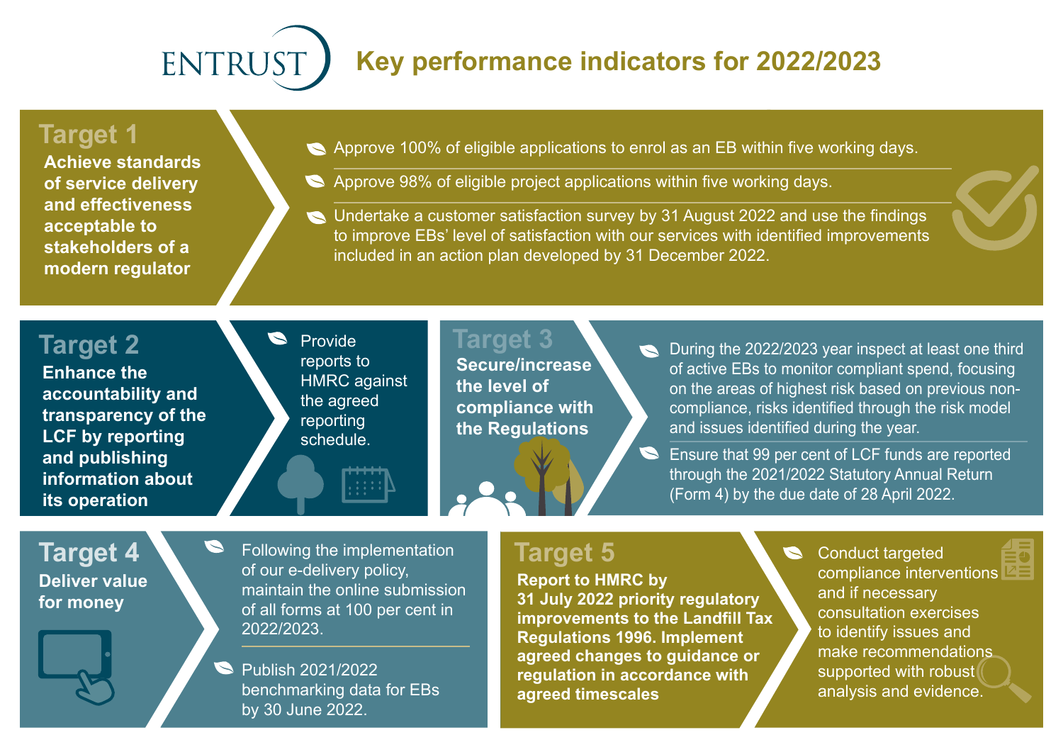# ENTRUST Key performance indicators for 2022/2023

## Target 1

**Achieve standards of service delivery and effectiveness acceptable to stakeholders of a modern regulator**

- Approve 100% of eligible applications to enrol as an EB within five working days.
- Approve 98% of eligible project applications within five working days.
- Undertake a customer satisfaction survey by 31 August 2022 and use the findings to improve EBs' level of satisfaction with our services with identified improvements included in an action plan developed by 31 December 2022.

## Target 2

**Enhance the accountability and transparency of the LCF by reporting and publishing information about its operation**

- Provide reports to HMRC against the agreed reporting schedule.

## Target 3

**Secure/increase the level of compliance with the Regulations**

- During the 2022/2023 year inspect at least one third of active EBs to monitor compliant spend, focusing on the areas of highest risk based on previous non-compliance, risks identified through the risk model and issues identified during the year.
- Ensure that 99 per cent of LCF funds are reported through the 2021/2022 Statutory Annual Return (Form 4) by the due date of 28 April 2022.

## Target 4

**Deliver value for money**

- Following the implementation of our e-delivery policy, maintain the online submission of all forms at 100 per cent in 2022/2023.
- Publish 2021/2022 benchmarking data for EBs by 30 June 2022.

## Target 5

**Report to HMRC by 31 July 2022 priority regulatory improvements to the Landfill Tax Regulations 1996. Implement agreed changes to guidance or regulation in accordance with agreed timescales**

- Conduct targeted compliance interventions and if necessary consultation exercises to identify issues and make recommendations supported with robust analysis and evidence.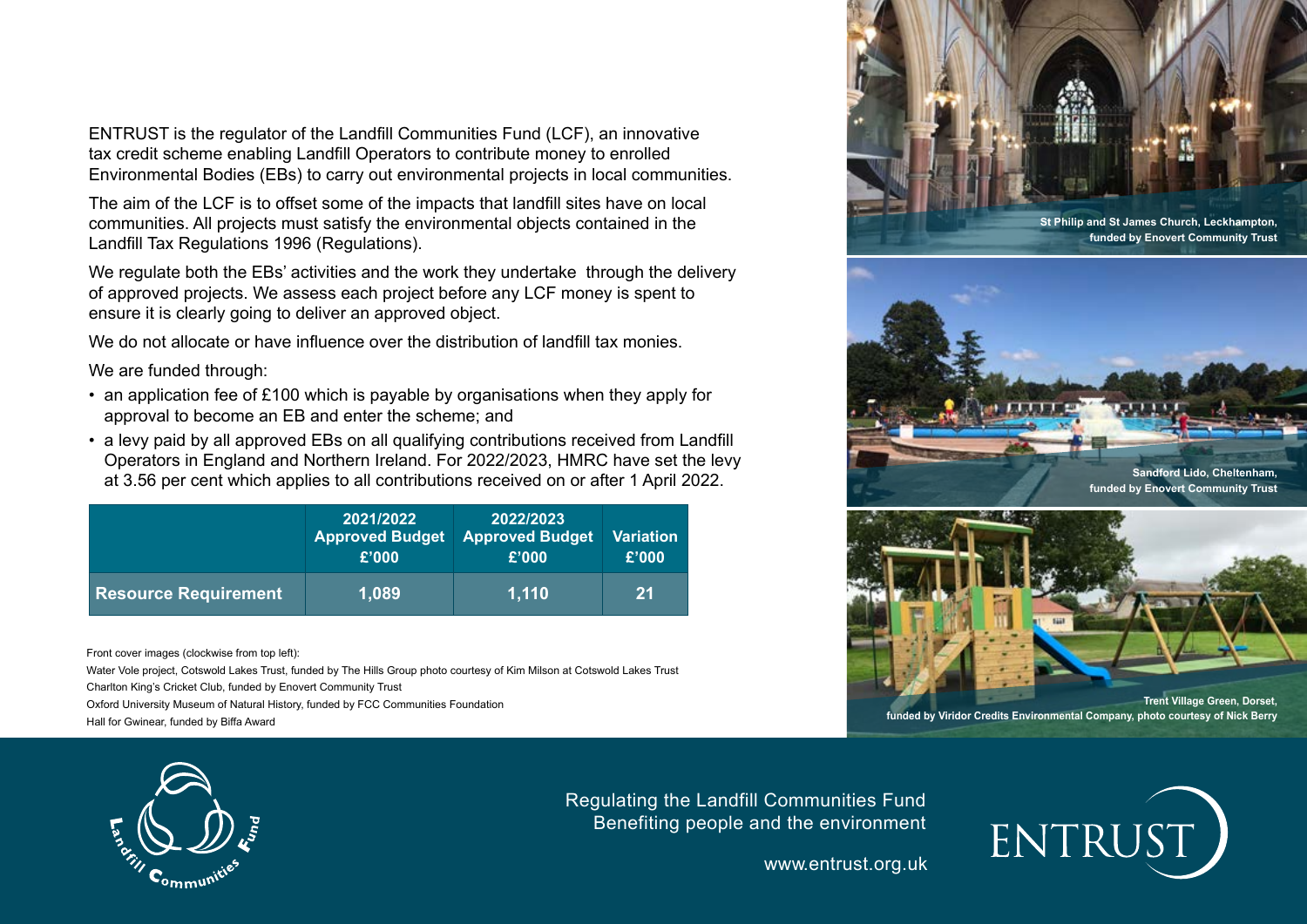ENTRUST is the regulator of the Landfill Communities Fund (LCF), an innovative tax credit scheme enabling Landfill Operators to contribute money to enrolled Environmental Bodies (EBs) to carry out environmental projects in local communities.

The aim of the LCF is to offset some of the impacts that landfill sites have on local communities. All projects must satisfy the environmental objects contained in the Landfill Tax Regulations 1996 (Regulations).

We regulate both the EBs' activities and the work they undertake through the delivery of approved projects. We assess each project before any LCF money is spent to ensure it is clearly going to deliver an approved object.

We do not allocate or have influence over the distribution of landfill tax monies.

We are funded through:

- an application fee of £100 which is payable by organisations when they apply for approval to become an EB and enter the scheme; and
- a levy paid by all approved EBs on all qualifying contributions received from Landfill Operators in England and Northern Ireland. For 2022/2023, HMRC have set the levy at 3.56 per cent which applies to all contributions received on or after 1 April 2022.

| | 2021/2022 Approved Budget £'000 | 2022/2023 Approved Budget £'000 | Variation £'000 |
|---|---|---|---|
| **Resource Requirement** | 1,089 | 1,110 | 21 |

Front cover images (clockwise from top left):

Water Vole project, Cotswold Lakes Trust, funded by The Hills Group photo courtesy of Kim Milson at Cotswold Lakes Trust

Charlton King's Cricket Club, funded by Enovert Community Trust

Oxford University Museum of Natural History, funded by FCC Communities Foundation

Hall for Gwinear, funded by Biffa Award

St Philip and St James Church, Leckhampton, funded by Enovert Community Trust

Sandford Lido, Cheltenham, funded by Enovert Community Trust

Trent Village Green, Dorset, funded by Viridor Credits Environmental Company, photo courtesy of Nick Berry

Landfill Communities Fund

Regulating the Landfill Communities Fund
Benefiting people and the environment

www.entrust.org.uk

ENTRUST